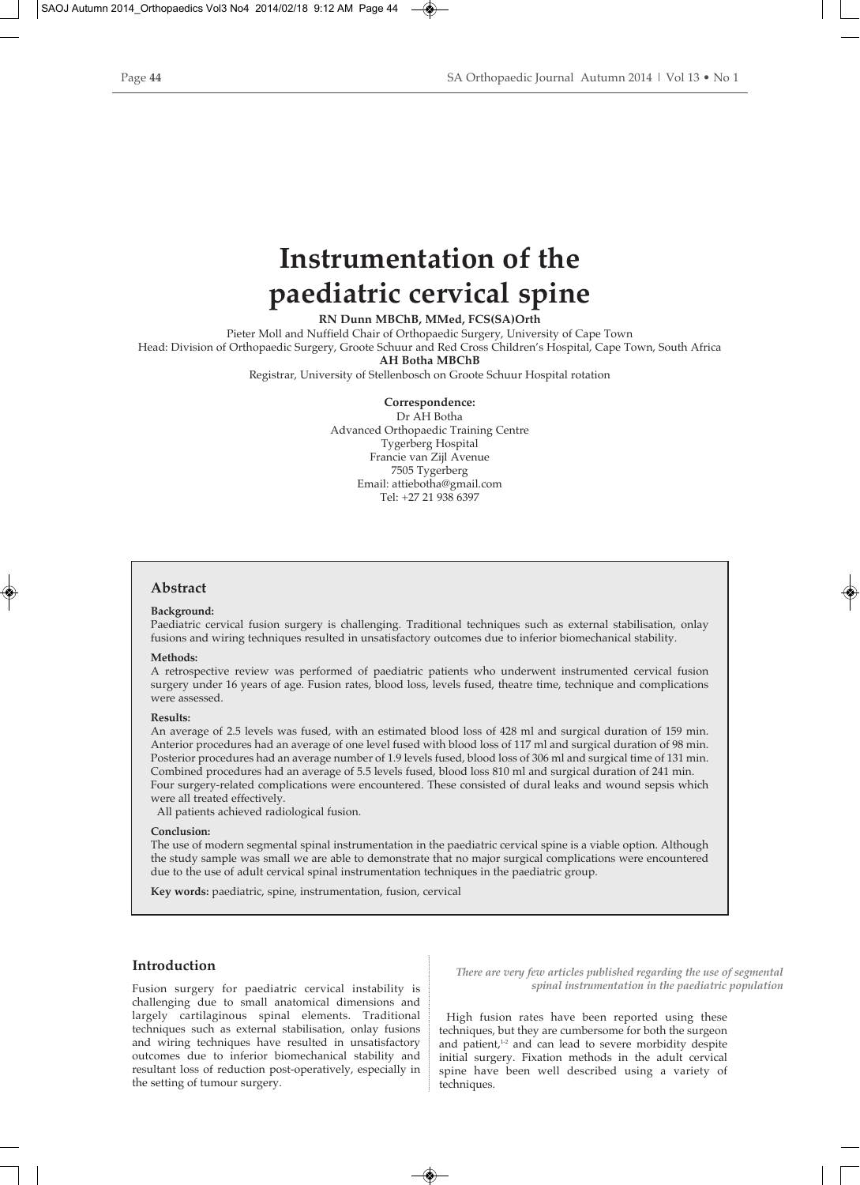# Instrumentation of the paediatric cervical spine

**RN Dunn MBChB, MMed, FCS(SA)Orth**

Pieter Moll and Nuffield Chair of Orthopaedic Surgery, University of Cape Town

Head: Division of Orthopaedic Surgery, Groote Schuur and Red Cross Children's Hospital, Cape Town, South Africa

**AH Botha MBChB**

Registrar, University of Stellenbosch on Groote Schuur Hospital rotation

**Correspondence:**

Dr AH Botha
Advanced Orthopaedic Training Centre
Tygerberg Hospital
Francie van Zijl Avenue
7505 Tygerberg
Email: attiebotha@gmail.com
Tel: +27 21 938 6397

## Abstract

**Background:**

Paediatric cervical fusion surgery is challenging. Traditional techniques such as external stabilisation, onlay fusions and wiring techniques resulted in unsatisfactory outcomes due to inferior biomechanical stability.

**Methods:**

A retrospective review was performed of paediatric patients who underwent instrumented cervical fusion surgery under 16 years of age. Fusion rates, blood loss, levels fused, theatre time, technique and complications were assessed.

**Results:**

An average of 2.5 levels was fused, with an estimated blood loss of 428 ml and surgical duration of 159 min. Anterior procedures had an average of one level fused with blood loss of 117 ml and surgical duration of 98 min. Posterior procedures had an average number of 1.9 levels fused, blood loss of 306 ml and surgical time of 131 min. Combined procedures had an average of 5.5 levels fused, blood loss 810 ml and surgical duration of 241 min. Four surgery-related complications were encountered. These consisted of dural leaks and wound sepsis which were all treated effectively.

All patients achieved radiological fusion.

**Conclusion:**

The use of modern segmental spinal instrumentation in the paediatric cervical spine is a viable option. Although the study sample was small we are able to demonstrate that no major surgical complications were encountered due to the use of adult cervical spinal instrumentation techniques in the paediatric group.

**Key words:** paediatric, spine, instrumentation, fusion, cervical

## Introduction

Fusion surgery for paediatric cervical instability is challenging due to small anatomical dimensions and largely cartilaginous spinal elements. Traditional techniques such as external stabilisation, onlay fusions and wiring techniques have resulted in unsatisfactory outcomes due to inferior biomechanical stability and resultant loss of reduction post-operatively, especially in the setting of tumour surgery.

*There are very few articles published regarding the use of segmental spinal instrumentation in the paediatric population*

High fusion rates have been reported using these techniques, but they are cumbersome for both the surgeon and patient,[1-2] and can lead to severe morbidity despite initial surgery. Fixation methods in the adult cervical spine have been well described using a variety of techniques.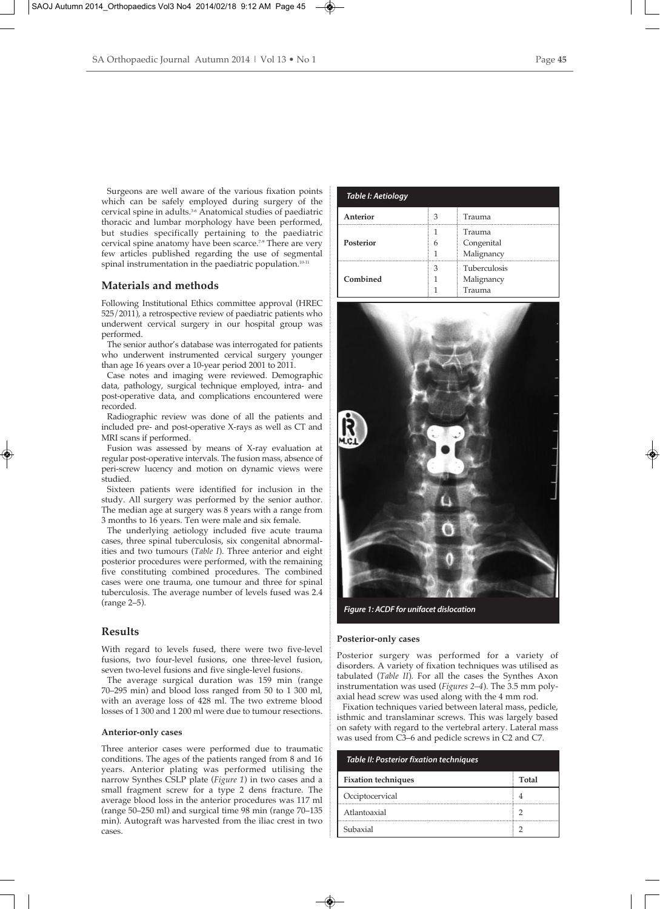Surgeons are well aware of the various fixation points which can be safely employed during surgery of the cervical spine in adults.[3-6] Anatomical studies of paediatric thoracic and lumbar morphology have been performed, but studies specifically pertaining to the paediatric cervical spine anatomy have been scarce.[7-9] There are very few articles published regarding the use of segmental spinal instrumentation in the paediatric population.[10-11]

## Materials and methods

Following Institutional Ethics committee approval (HREC 525/2011), a retrospective review of paediatric patients who underwent cervical surgery in our hospital group was performed.

The senior author's database was interrogated for patients who underwent instrumented cervical surgery younger than age 16 years over a 10-year period 2001 to 2011.

Case notes and imaging were reviewed. Demographic data, pathology, surgical technique employed, intra- and post-operative data, and complications encountered were recorded.

Radiographic review was done of all the patients and included pre- and post-operative X-rays as well as CT and MRI scans if performed.

Fusion was assessed by means of X-ray evaluation at regular post-operative intervals. The fusion mass, absence of peri-screw lucency and motion on dynamic views were studied.

Sixteen patients were identified for inclusion in the study. All surgery was performed by the senior author. The median age at surgery was 8 years with a range from 3 months to 16 years. Ten were male and six female.

The underlying aetiology included five acute trauma cases, three spinal tuberculosis, six congenital abnormalities and two tumours (*Table I*). Three anterior and eight posterior procedures were performed, with the remaining five constituting combined procedures. The combined cases were one trauma, one tumour and three for spinal tuberculosis. The average number of levels fused was 2.4 (range 2–5).

*Table I: Aetiology*

| | | |
|---|---|---|
| **Anterior** | 3 | Trauma |
| **Posterior** | 1 | Trauma |
| | 6 | Congenital |
| | 1 | Malignancy |
| **Combined** | 3 | Tuberculosis |
| | 1 | Malignancy |
| | 1 | Trauma |

*Figure 1: ACDF for unifacet dislocation*

## Results

With regard to levels fused, there were two five-level fusions, two four-level fusions, one three-level fusion, seven two-level fusions and five single-level fusions.

The average surgical duration was 159 min (range 70–295 min) and blood loss ranged from 50 to 1 300 ml, with an average loss of 428 ml. The two extreme blood losses of 1 300 and 1 200 ml were due to tumour resections.

### Anterior-only cases

Three anterior cases were performed due to traumatic conditions. The ages of the patients ranged from 8 and 16 years. Anterior plating was performed utilising the narrow Synthes CSLP plate (*Figure 1*) in two cases and a small fragment screw for a type 2 dens fracture. The average blood loss in the anterior procedures was 117 ml (range 50–250 ml) and surgical time 98 min (range 70–135 min). Autograft was harvested from the iliac crest in two cases.

### Posterior-only cases

Posterior surgery was performed for a variety of disorders. A variety of fixation techniques was utilised as tabulated (*Table II*). For all the cases the Synthes Axon instrumentation was used (*Figures 2–4*). The 3.5 mm polyaxial head screw was used along with the 4 mm rod.

Fixation techniques varied between lateral mass, pedicle, isthmic and translaminar screws. This was largely based on safety with regard to the vertebral artery. Lateral mass was used from C3–6 and pedicle screws in C2 and C7.

*Table II: Posterior fixation techniques*

| Fixation techniques | Total |
|---|---|
| Occiptocervical | 4 |
| Atlantoaxial | 2 |
| Subaxial | 2 |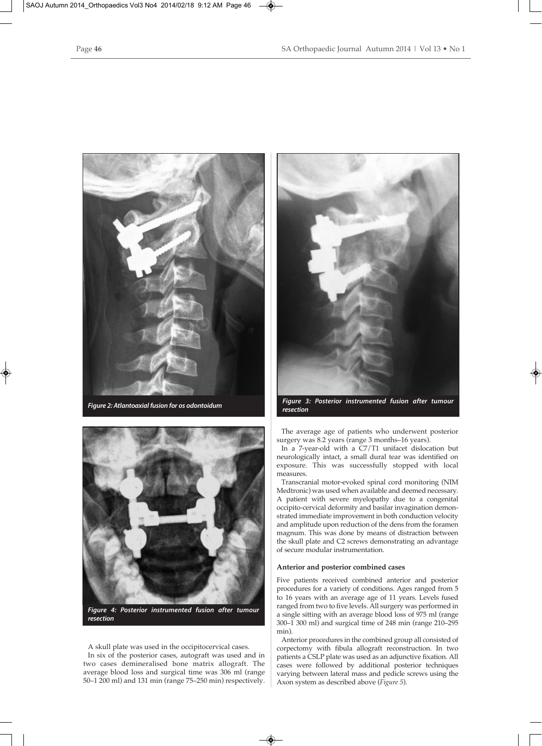Figure 2: Atlantoaxial fusion for os odontoidum

Figure 3: Posterior instrumented fusion after tumour resection

Figure 4: Posterior instrumented fusion after tumour resection

A skull plate was used in the occipitocervical cases.

In six of the posterior cases, autograft was used and in two cases demineralised bone matrix allograft. The average blood loss and surgical time was 306 ml (range 50–1 200 ml) and 131 min (range 75–250 min) respectively.

The average age of patients who underwent posterior surgery was 8.2 years (range 3 months–16 years).

In a 7-year-old with a C7/T1 unifacet dislocation but neurologically intact, a small dural tear was identified on exposure. This was successfully stopped with local measures.

Transcranial motor-evoked spinal cord monitoring (NIM Medtronic) was used when available and deemed necessary. A patient with severe myelopathy due to a congenital occipito-cervical deformity and basilar invagination demonstrated immediate improvement in both conduction velocity and amplitude upon reduction of the dens from the foramen magnum. This was done by means of distraction between the skull plate and C2 screws demonstrating an advantage of secure modular instrumentation.

**Anterior and posterior combined cases**

Five patients received combined anterior and posterior procedures for a variety of conditions. Ages ranged from 5 to 16 years with an average age of 11 years. Levels fused ranged from two to five levels. All surgery was performed in a single sitting with an average blood loss of 975 ml (range 300–1 300 ml) and surgical time of 248 min (range 210–295 min).

Anterior procedures in the combined group all consisted of corpectomy with fibula allograft reconstruction. In two patients a CSLP plate was used as an adjunctive fixation. All cases were followed by additional posterior techniques varying between lateral mass and pedicle screws using the Axon system as described above (*Figure 5*).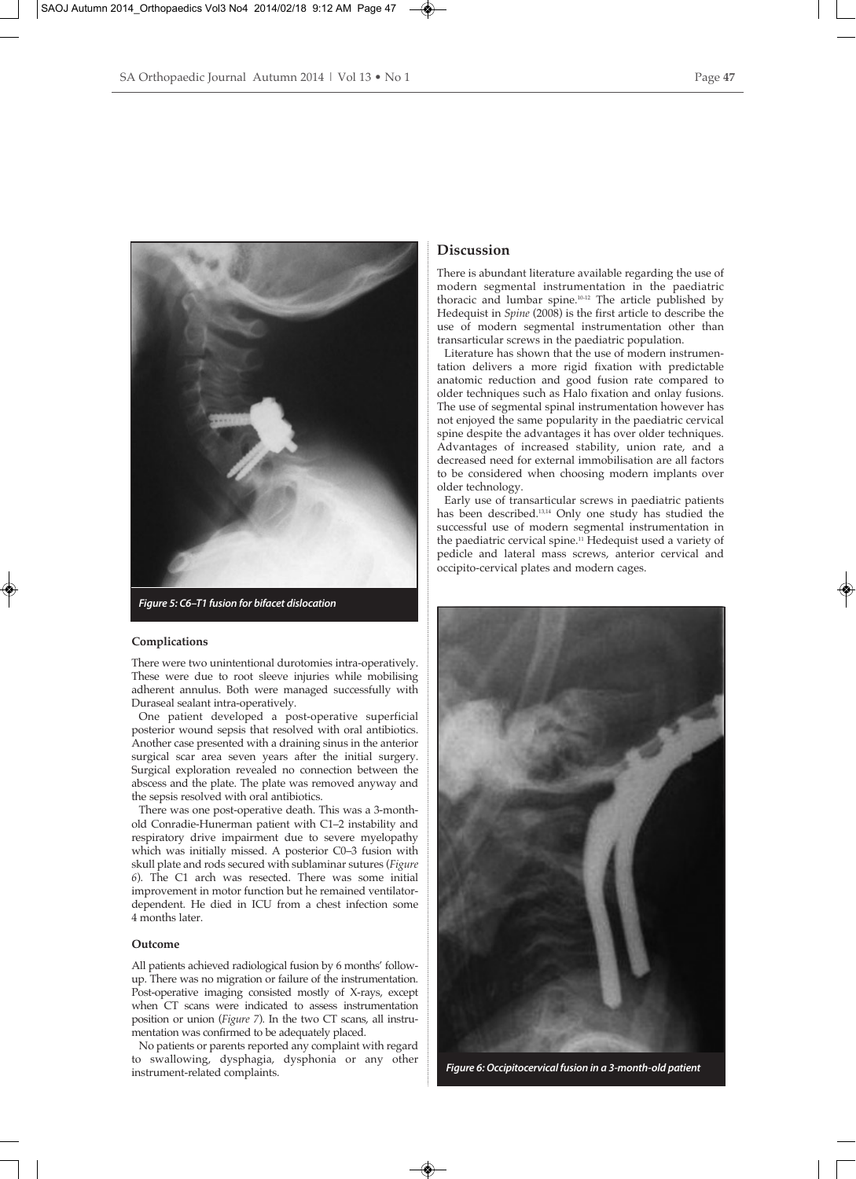Figure 5: C6–T1 fusion for bifacet dislocation

### Complications

There were two unintentional durotomies intra-operatively. These were due to root sleeve injuries while mobilising adherent annulus. Both were managed successfully with Duraseal sealant intra-operatively.

One patient developed a post-operative superficial posterior wound sepsis that resolved with oral antibiotics. Another case presented with a draining sinus in the anterior surgical scar area seven years after the initial surgery. Surgical exploration revealed no connection between the abscess and the plate. The plate was removed anyway and the sepsis resolved with oral antibiotics.

There was one post-operative death. This was a 3-month-old Conradie-Hunerman patient with C1–2 instability and respiratory drive impairment due to severe myelopathy which was initially missed. A posterior C0–3 fusion with skull plate and rods secured with sublaminar sutures (*Figure 6*). The C1 arch was resected. There was some initial improvement in motor function but he remained ventilator-dependent. He died in ICU from a chest infection some 4 months later.

### Outcome

All patients achieved radiological fusion by 6 months' follow-up. There was no migration or failure of the instrumentation. Post-operative imaging consisted mostly of X-rays, except when CT scans were indicated to assess instrumentation position or union (*Figure 7*). In the two CT scans, all instrumentation was confirmed to be adequately placed.

No patients or parents reported any complaint with regard to swallowing, dysphagia, dysphonia or any other instrument-related complaints.

## Discussion

There is abundant literature available regarding the use of modern segmental instrumentation in the paediatric thoracic and lumbar spine.[10-12] The article published by Hedequist in *Spine* (2008) is the first article to describe the use of modern segmental instrumentation other than transarticular screws in the paediatric population.

Literature has shown that the use of modern instrumentation delivers a more rigid fixation with predictable anatomic reduction and good fusion rate compared to older techniques such as Halo fixation and onlay fusions. The use of segmental spinal instrumentation however has not enjoyed the same popularity in the paediatric cervical spine despite the advantages it has over older techniques. Advantages of increased stability, union rate, and a decreased need for external immobilisation are all factors to be considered when choosing modern implants over older technology.

Early use of transarticular screws in paediatric patients has been described.[13,14] Only one study has studied the successful use of modern segmental instrumentation in the paediatric cervical spine.[11] Hedequist used a variety of pedicle and lateral mass screws, anterior cervical and occipito-cervical plates and modern cages.

Figure 6: Occipitocervical fusion in a 3-month-old patient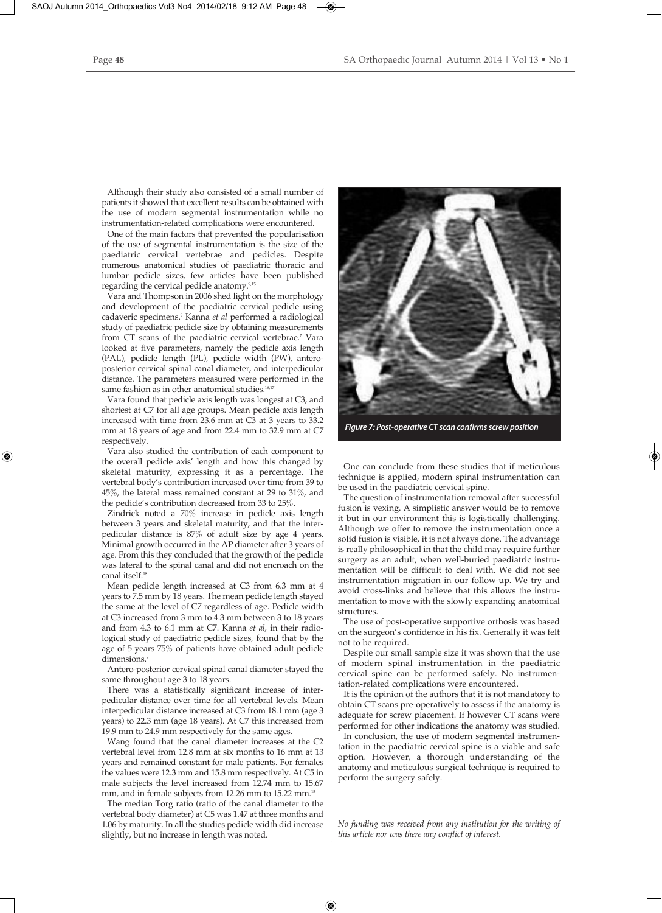Although their study also consisted of a small number of patients it showed that excellent results can be obtained with the use of modern segmental instrumentation while no instrumentation-related complications were encountered.

One of the main factors that prevented the popularisation of the use of segmental instrumentation is the size of the paediatric cervical vertebrae and pedicles. Despite numerous anatomical studies of paediatric thoracic and lumbar pedicle sizes, few articles have been published regarding the cervical pedicle anatomy.[9,15]

Vara and Thompson in 2006 shed light on the morphology and development of the paediatric cervical pedicle using cadaveric specimens.[9] Kanna *et al* performed a radiological study of paediatric pedicle size by obtaining measurements from CT scans of the paediatric cervical vertebrae.[7] Vara looked at five parameters, namely the pedicle axis length (PAL), pedicle length (PL), pedicle width (PW), antero-posterior cervical spinal canal diameter, and interpedicular distance. The parameters measured were performed in the same fashion as in other anatomical studies.[16,17]

Vara found that pedicle axis length was longest at C3, and shortest at C7 for all age groups. Mean pedicle axis length increased with time from 23.6 mm at C3 at 3 years to 33.2 mm at 18 years of age and from 22.4 mm to 32.9 mm at C7 respectively.

Vara also studied the contribution of each component to the overall pedicle axis' length and how this changed by skeletal maturity, expressing it as a percentage. The vertebral body's contribution increased over time from 39 to 45%, the lateral mass remained constant at 29 to 31%, and the pedicle's contribution decreased from 33 to 25%.

Zindrick noted a 70% increase in pedicle axis length between 3 years and skeletal maturity, and that the inter-pedicular distance is 87% of adult size by age 4 years. Minimal growth occurred in the AP diameter after 3 years of age. From this they concluded that the growth of the pedicle was lateral to the spinal canal and did not encroach on the canal itself.[18]

Mean pedicle length increased at C3 from 6.3 mm at 4 years to 7.5 mm by 18 years. The mean pedicle length stayed the same at the level of C7 regardless of age. Pedicle width at C3 increased from 3 mm to 4.3 mm between 3 to 18 years and from 4.3 to 6.1 mm at C7. Kanna *et al*, in their radiological study of paediatric pedicle sizes, found that by the age of 5 years 75% of patients have obtained adult pedicle dimensions.[7]

Antero-posterior cervical spinal canal diameter stayed the same throughout age 3 to 18 years.

There was a statistically significant increase of inter-pedicular distance over time for all vertebral levels. Mean interpedicular distance increased at C3 from 18.1 mm (age 3 years) to 22.3 mm (age 18 years). At C7 this increased from 19.9 mm to 24.9 mm respectively for the same ages.

Wang found that the canal diameter increases at the C2 vertebral level from 12.8 mm at six months to 16 mm at 13 years and remained constant for male patients. For females the values were 12.3 mm and 15.8 mm respectively. At C5 in male subjects the level increased from 12.74 mm to 15.67 mm, and in female subjects from 12.26 mm to 15.22 mm.[15]

The median Torg ratio (ratio of the canal diameter to the vertebral body diameter) at C5 was 1.47 at three months and 1.06 by maturity. In all the studies pedicle width did increase slightly, but no increase in length was noted.

*Figure 7: Post-operative CT scan confirms screw position*

One can conclude from these studies that if meticulous technique is applied, modern spinal instrumentation can be used in the paediatric cervical spine.

The question of instrumentation removal after successful fusion is vexing. A simplistic answer would be to remove it but in our environment this is logistically challenging. Although we offer to remove the instrumentation once a solid fusion is visible, it is not always done. The advantage is really philosophical in that the child may require further surgery as an adult, when well-buried paediatric instrumentation will be difficult to deal with. We did not see instrumentation migration in our follow-up. We try and avoid cross-links and believe that this allows the instrumentation to move with the slowly expanding anatomical structures.

The use of post-operative supportive orthosis was based on the surgeon's confidence in his fix. Generally it was felt not to be required.

Despite our small sample size it was shown that the use of modern spinal instrumentation in the paediatric cervical spine can be performed safely. No instrumentation-related complications were encountered.

It is the opinion of the authors that it is not mandatory to obtain CT scans pre-operatively to assess if the anatomy is adequate for screw placement. If however CT scans were performed for other indications the anatomy was studied.

In conclusion, the use of modern segmental instrumentation in the paediatric cervical spine is a viable and safe option. However, a thorough understanding of the anatomy and meticulous surgical technique is required to perform the surgery safely.

*No funding was received from any institution for the writing of this article nor was there any conflict of interest.*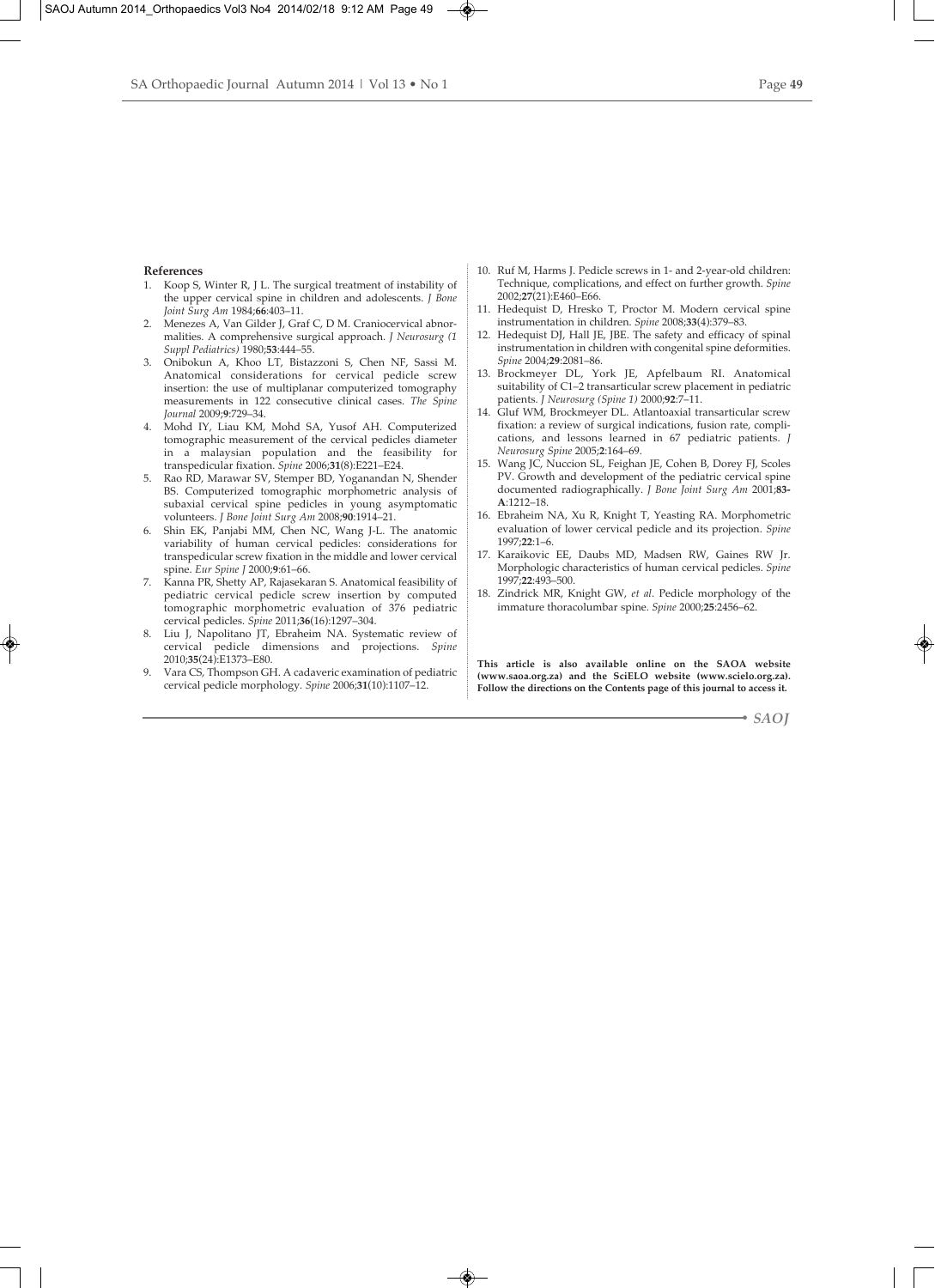## References

1. Koop S, Winter R, J L. The surgical treatment of instability of the upper cervical spine in children and adolescents. *J Bone Joint Surg Am* 1984;**66**:403–11.
2. Menezes A, Van Gilder J, Graf C, D M. Craniocervical abnormalities. A comprehensive surgical approach. *J Neurosurg (1 Suppl Pediatrics)* 1980;**53**:444–55.
3. Onibokun A, Khoo LT, Bistazzoni S, Chen NF, Sassi M. Anatomical considerations for cervical pedicle screw insertion: the use of multiplanar computerized tomography measurements in 122 consecutive clinical cases. *The Spine Journal* 2009;**9**:729–34.
4. Mohd IY, Liau KM, Mohd SA, Yusof AH. Computerized tomographic measurement of the cervical pedicles diameter in a malaysian population and the feasibility for transpedicular fixation. *Spine* 2006;**31**(8):E221–E24.
5. Rao RD, Marawar SV, Stemper BD, Yoganandan N, Shender BS. Computerized tomographic morphometric analysis of subaxial cervical spine pedicles in young asymptomatic volunteers. *J Bone Joint Surg Am* 2008;**90**:1914–21.
6. Shin EK, Panjabi MM, Chen NC, Wang J-L. The anatomic variability of human cervical pedicles: considerations for transpedicular screw fixation in the middle and lower cervical spine. *Eur Spine J* 2000;**9**:61–66.
7. Kanna PR, Shetty AP, Rajasekaran S. Anatomical feasibility of pediatric cervical pedicle screw insertion by computed tomographic morphometric evaluation of 376 pediatric cervical pedicles. *Spine* 2011;**36**(16):1297–304.
8. Liu J, Napolitano JT, Ebraheim NA. Systematic review of cervical pedicle dimensions and projections. *Spine* 2010;**35**(24):E1373–E80.
9. Vara CS, Thompson GH. A cadaveric examination of pediatric cervical pedicle morphology. *Spine* 2006;**31**(10):1107–12.
10. Ruf M, Harms J. Pedicle screws in 1- and 2-year-old children: Technique, complications, and effect on further growth. *Spine* 2002;**27**(21):E460–E66.
11. Hedequist D, Hresko T, Proctor M. Modern cervical spine instrumentation in children. *Spine* 2008;**33**(4):379–83.
12. Hedequist DJ, Hall JE, JBE. The safety and efficacy of spinal instrumentation in children with congenital spine deformities. *Spine* 2004;**29**:2081–86.
13. Brockmeyer DL, York JE, Apfelbaum RI. Anatomical suitability of C1–2 transarticular screw placement in pediatric patients. *J Neurosurg (Spine 1)* 2000;**92**:7–11.
14. Gluf WM, Brockmeyer DL. Atlantoaxial transarticular screw fixation: a review of surgical indications, fusion rate, complications, and lessons learned in 67 pediatric patients. *J Neurosurg Spine* 2005;**2**:164–69.
15. Wang JC, Nuccion SL, Feighan JE, Cohen B, Dorey FJ, Scoles PV. Growth and development of the pediatric cervical spine documented radiographically. *J Bone Joint Surg Am* 2001;**83-A**:1212–18.
16. Ebraheim NA, Xu R, Knight T, Yeasting RA. Morphometric evaluation of lower cervical pedicle and its projection. *Spine* 1997;**22**:1–6.
17. Karaikovic EE, Daubs MD, Madsen RW, Gaines RW Jr. Morphologic characteristics of human cervical pedicles. *Spine* 1997;**22**:493–500.
18. Zindrick MR, Knight GW, *et al*. Pedicle morphology of the immature thoracolumbar spine. *Spine* 2000;**25**:2456–62.

**This article is also available online on the SAOA website (www.saoa.org.za) and the SciELO website (www.scielo.org.za). Follow the directions on the Contents page of this journal to access it.**